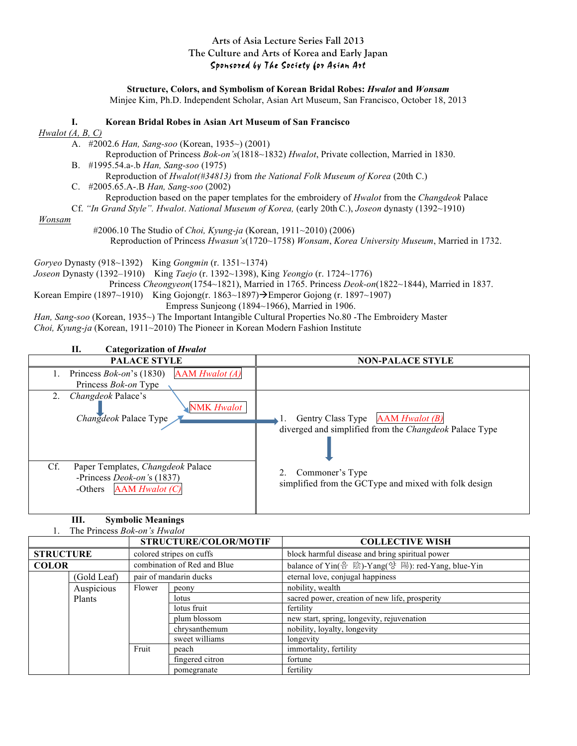Arts of Asia Lecture Series Fall 2013

The Culture and Arts of Korea and Early Japan

*Sponsored by The Society for Asian Art*

**Structure, Colors, and Symbolism of Korean Bridal Robes: *Hwalot* and *Wonsam***

Minjee Kim, Ph.D. Independent Scholar, Asian Art Museum, San Francisco, October 18, 2013

## I. Korean Bridal Robes in Asian Art Museum of San Francisco

*Hwalot (A, B, C)*

A. #2002.6 *Han, Sang-soo* (Korean, 1935~) (2001)
   Reproduction of Princess *Bok-on's*(1818~1832) *Hwalot*, Private collection, Married in 1830.

B. #1995.54.a-.b *Han, Sang-soo* (1975)
   Reproduction of *Hwalot(#34813)* from *the National Folk Museum of Korea* (20th C.)

C. #2005.65.A-.B *Han, Sang-soo* (2002)
   Reproduction based on the paper templates for the embroidery of *Hwalot* from the *Changdeok* Palace

Cf. *"In Grand Style". Hwalot*. *National Museum of Korea,* (early 20th C.), *Joseon* dynasty (1392~1910)

*Wonsam*

#2006.10 The Studio of *Choi, Kyung-ja* (Korean, 1911~2010) (2006)
   Reproduction of Princess *Hwasun's*(1720~1758) *Wonsam*, *Korea University Museum*, Married in 1732.

*Goryeo* Dynasty (918~1392) King *Gongmin* (r. 1351~1374)

*Joseon* Dynasty (1392–1910) King *Taejo* (r. 1392~1398), King *Yeongjo* (r. 1724~1776)
   Princess *Cheongyeon*(1754~1821), Married in 1765. Princess *Deok-on*(1822~1844), Married in 1837.

Korean Empire (1897~1910) King Gojong(r. 1863~1897)→Emperor Gojong (r. 1897~1907)
   Empress Sunjeong (1894~1966), Married in 1906.

*Han, Sang-soo* (Korean, 1935~) The Important Intangible Cultural Properties No.80 -The Embroidery Master

*Choi, Kyung-ja* (Korean, 1911~2010) The Pioneer in Korean Modern Fashion Institute

## II. Categorization of *Hwalot*

| PALACE STYLE | NON-PALACE STYLE |
|---|---|
| 1. Princess *Bok-on*'s (1830) AAM *Hwalot (A)* Princess *Bok-on* Type | |
| 2. *Changdeok* Palace's ↓ *Changdeok* Palace Type ← NMK *Hwalot* → | 1. Gentry Class Type AAM *Hwalot (B)* diverged and simplified from the *Changdeok* Palace Type ↓ |
| Cf. Paper Templates, *Changdeok* Palace -Princess *Deok-on's* (1837) -Others AAM *Hwalot (C)* | 2. Commoner's Type simplified from the GCType and mixed with folk design |

## III. Symbolic Meanings

1. The Princess *Bok-on's Hwalot*

| | | STRUCTURE/COLOR/MOTIF | | COLLECTIVE WISH |
|---|---|---|---|---|
| **STRUCTURE** | | colored stripes on cuffs | | block harmful disease and bring spiritual power |
| **COLOR** | | combination of Red and Blue | | balance of Yin(음 陰)-Yang(양 陽): red-Yang, blue-Yin |
| | (Gold Leaf) | pair of mandarin ducks | | eternal love, conjugal happiness |
| | Auspicious Plants | Flower | peony | nobility, wealth |
| | | | lotus | sacred power, creation of new life, prosperity |
| | | | lotus fruit | fertility |
| | | | plum blossom | new start, spring, longevity, rejuvenation |
| | | | chrysanthemum | nobility, loyalty, longevity |
| | | | sweet williams | longevity |
| | | Fruit | peach | immortality, fertility |
| | | | fingered citron | fortune |
| | | | pomegranate | fertility |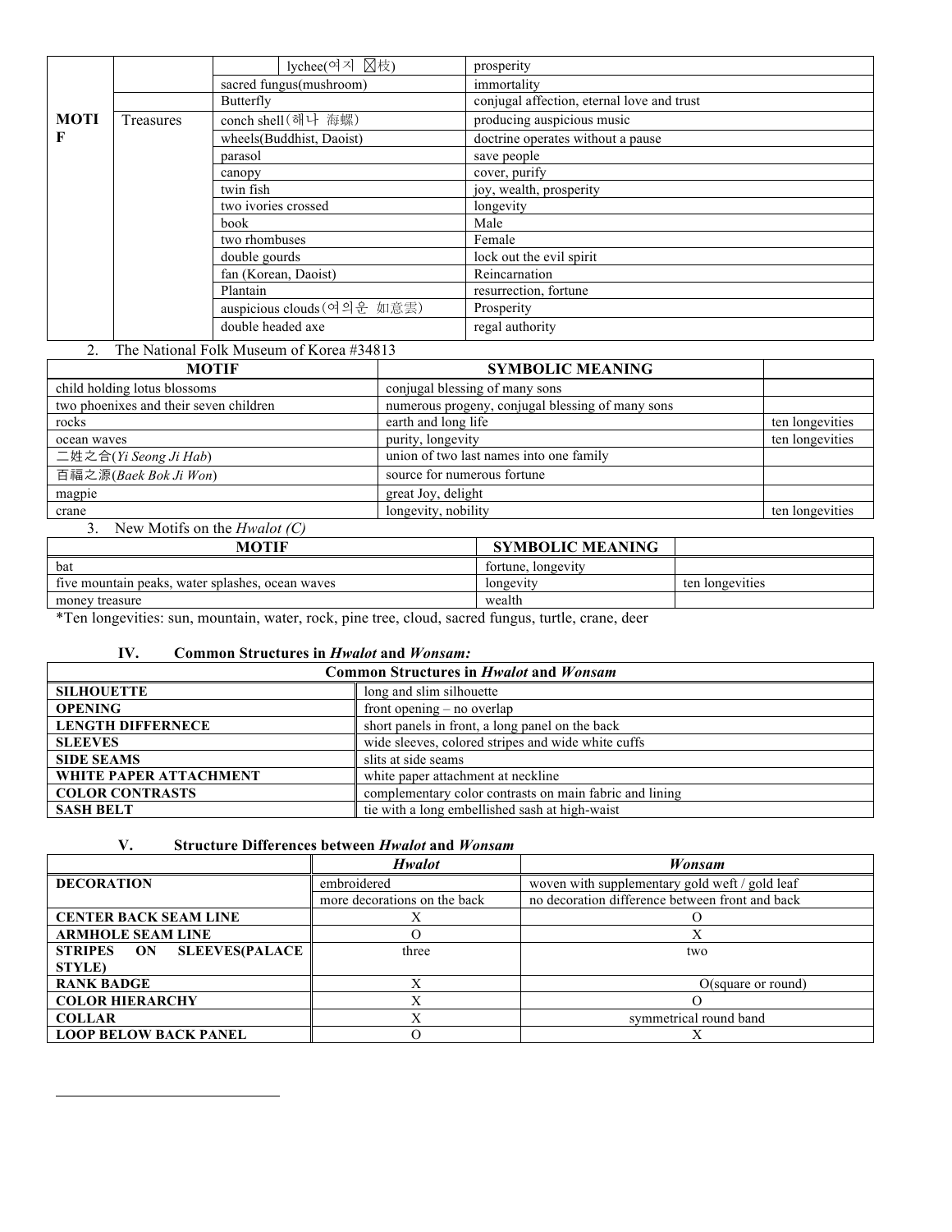| | | | |
|---|---|---|---|
| MOTIF | | lychee(여지 ☒枝) | prosperity |
| | | sacred fungus(mushroom) | immortality |
| | | Butterfly | conjugal affection, eternal love and trust |
| | Treasures | conch shell(해나 海螺) | producing auspicious music |
| | | wheels(Buddhist, Daoist) | doctrine operates without a pause |
| | | parasol | save people |
| | | canopy | cover, purify |
| | | twin fish | joy, wealth, prosperity |
| | | two ivories crossed | longevity |
| | | book | Male |
| | | two rhombuses | Female |
| | | double gourds | lock out the evil spirit |
| | | fan (Korean, Daoist) | Reincarnation |
| | | Plantain | resurrection, fortune |
| | | auspicious clouds(여의운 如意雲) | Prosperity |
| | | double headed axe | regal authority |

2. The National Folk Museum of Korea #34813

| MOTIF | SYMBOLIC MEANING | |
|---|---|---|
| child holding lotus blossoms | conjugal blessing of many sons | |
| two phoenixes and their seven children | numerous progeny, conjugal blessing of many sons | |
| rocks | earth and long life | ten longevities |
| ocean waves | purity, longevity | ten longevities |
| 二姓之合(*Yi Seong Ji Hab*) | union of two last names into one family | |
| 百福之源(*Baek Bok Ji Won*) | source for numerous fortune | |
| magpie | great Joy, delight | |
| crane | longevity, nobility | ten longevities |

3. New Motifs on the *Hwalot (C)*

| MOTIF | SYMBOLIC MEANING | |
|---|---|---|
| bat | fortune, longevity | |
| five mountain peaks, water splashes, ocean waves | longevity | ten longevities |
| money treasure | wealth | |

*Ten longevities: sun, mountain, water, rock, pine tree, cloud, sacred fungus, turtle, crane, deer

### IV. Common Structures in *Hwalot* and *Wonsam:*

| Common Structures in *Hwalot* and *Wonsam* | |
|---|---|
| **SILHOUETTE** | long and slim silhouette |
| **OPENING** | front opening – no overlap |
| **LENGTH DIFFERNECE** | short panels in front, a long panel on the back |
| **SLEEVES** | wide sleeves, colored stripes and wide white cuffs |
| **SIDE SEAMS** | slits at side seams |
| **WHITE PAPER ATTACHMENT** | white paper attachment at neckline |
| **COLOR CONTRASTS** | complementary color contrasts on main fabric and lining |
| **SASH BELT** | tie with a long embellished sash at high-waist |

### V. Structure Differences between *Hwalot* and *Wonsam*

| | *Hwalot* | *Wonsam* |
|---|---|---|
| **DECORATION** | embroidered | woven with supplementary gold weft / gold leaf |
| | more decorations on the back | no decoration difference between front and back |
| **CENTER BACK SEAM LINE** | X | O |
| **ARMHOLE SEAM LINE** | O | X |
| **STRIPES ON SLEEVES(PALACE STYLE)** | three | two |
| **RANK BADGE** | X | O(square or round) |
| **COLOR HIERARCHY** | X | O |
| **COLLAR** | X | symmetrical round band |
| **LOOP BELOW BACK PANEL** | O | X |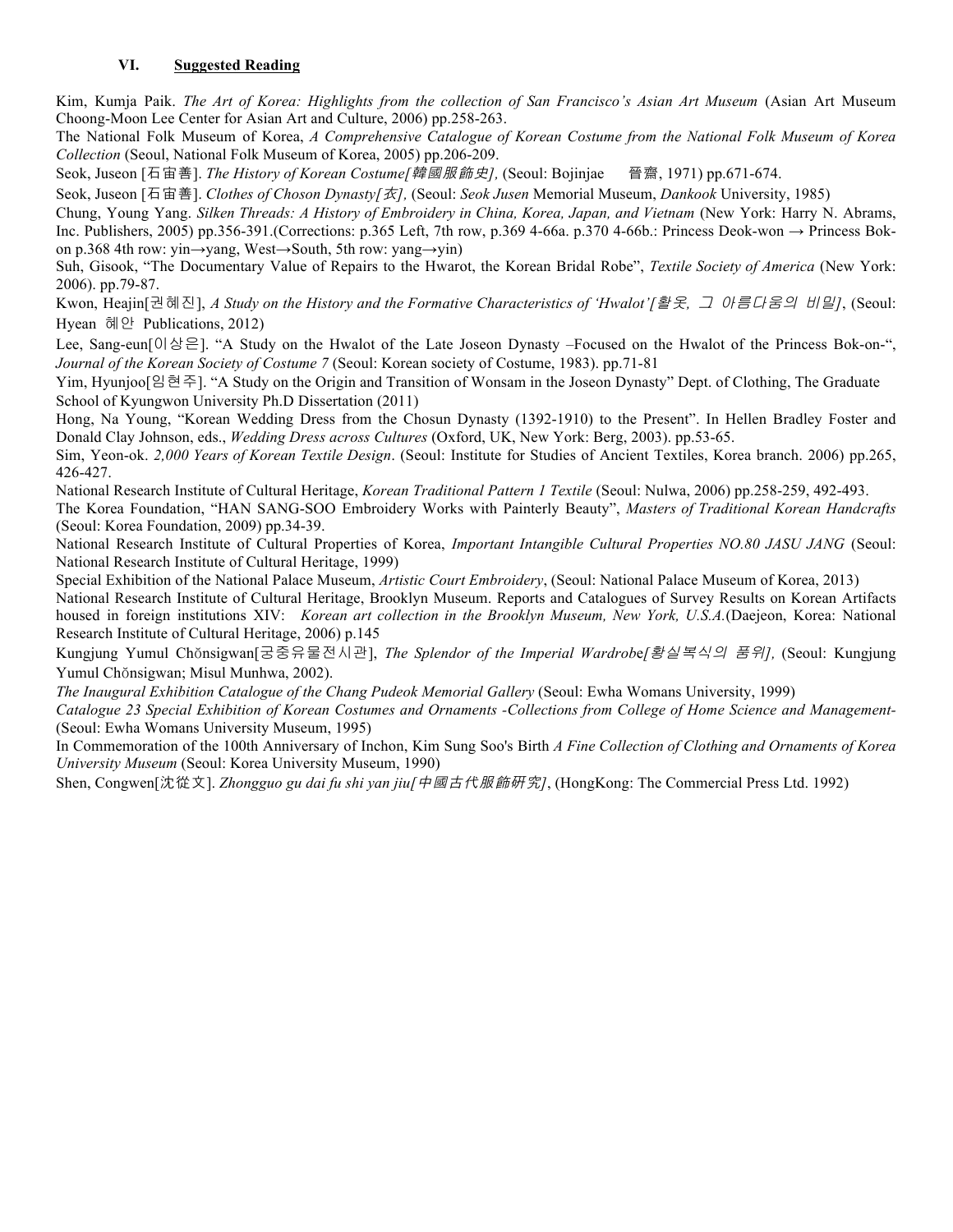## VI. Suggested Reading

Kim, Kumja Paik. *The Art of Korea: Highlights from the collection of San Francisco's Asian Art Museum* (Asian Art Museum Choong-Moon Lee Center for Asian Art and Culture, 2006) pp.258-263.

The National Folk Museum of Korea, *A Comprehensive Catalogue of Korean Costume from the National Folk Museum of Korea Collection* (Seoul, National Folk Museum of Korea, 2005) pp.206-209.

Seok, Juseon [石宙善]. *The History of Korean Costume[韓國服飾史],* (Seoul: Bojinjae 晉齋, 1971) pp.671-674.

Seok, Juseon [石宙善]. *Clothes of Choson Dynasty[衣],* (Seoul: *Seok Jusen* Memorial Museum, *Dankook* University, 1985)

Chung, Young Yang. *Silken Threads: A History of Embroidery in China, Korea, Japan, and Vietnam* (New York: Harry N. Abrams, Inc. Publishers, 2005) pp.356-391.(Corrections: p.365 Left, 7th row, p.369 4-66a. p.370 4-66b.: Princess Deok-won → Princess Bok-on p.368 4th row: yin→yang, West→South, 5th row: yang→yin)

Suh, Gisook, "The Documentary Value of Repairs to the Hwarot, the Korean Bridal Robe", *Textile Society of America* (New York: 2006). pp.79-87.

Kwon, Heajin[권혜진], *A Study on the History and the Formative Characteristics of 'Hwalot'[활옷, 그 아름다움의 비밀]*, (Seoul: Hyean 혜안 Publications, 2012)

Lee, Sang-eun[이상은]. "A Study on the Hwalot of the Late Joseon Dynasty –Focused on the Hwalot of the Princess Bok-on-", *Journal of the Korean Society of Costume 7* (Seoul: Korean society of Costume, 1983). pp.71-81

Yim, Hyunjoo[임현주]. "A Study on the Origin and Transition of Wonsam in the Joseon Dynasty" Dept. of Clothing, The Graduate School of Kyungwon University Ph.D Dissertation (2011)

Hong, Na Young, "Korean Wedding Dress from the Chosun Dynasty (1392-1910) to the Present". In Hellen Bradley Foster and Donald Clay Johnson, eds., *Wedding Dress across Cultures* (Oxford, UK, New York: Berg, 2003). pp.53-65.

Sim, Yeon-ok. *2,000 Years of Korean Textile Design*. (Seoul: Institute for Studies of Ancient Textiles, Korea branch. 2006) pp.265, 426-427.

National Research Institute of Cultural Heritage, *Korean Traditional Pattern 1 Textile* (Seoul: Nulwa, 2006) pp.258-259, 492-493.

The Korea Foundation, "HAN SANG-SOO Embroidery Works with Painterly Beauty", *Masters of Traditional Korean Handcrafts* (Seoul: Korea Foundation, 2009) pp.34-39.

National Research Institute of Cultural Properties of Korea, *Important Intangible Cultural Properties NO.80 JASU JANG* (Seoul: National Research Institute of Cultural Heritage, 1999)

Special Exhibition of the National Palace Museum, *Artistic Court Embroidery*, (Seoul: National Palace Museum of Korea, 2013)

National Research Institute of Cultural Heritage, Brooklyn Museum. Reports and Catalogues of Survey Results on Korean Artifacts housed in foreign institutions XIV: *Korean art collection in the Brooklyn Museum, New York, U.S.A.*(Daejeon, Korea: National Research Institute of Cultural Heritage, 2006) p.145

Kungjung Yumul Chŏnsigwan[궁중유물전시관], *The Splendor of the Imperial Wardrobe[황실복식의 품위],* (Seoul: Kungjung Yumul Chŏnsigwan; Misul Munhwa, 2002).

*The Inaugural Exhibition Catalogue of the Chang Pudeok Memorial Gallery* (Seoul: Ewha Womans University, 1999)

*Catalogue 23 Special Exhibition of Korean Costumes and Ornaments -Collections from College of Home Science and Management-* (Seoul: Ewha Womans University Museum, 1995)

In Commemoration of the 100th Anniversary of Inchon, Kim Sung Soo's Birth *A Fine Collection of Clothing and Ornaments of Korea University Museum* (Seoul: Korea University Museum, 1990)

Shen, Congwen[沈從文]. *Zhongguo gu dai fu shi yan jiu[中國古代服飾研究]*, (HongKong: The Commercial Press Ltd. 1992)